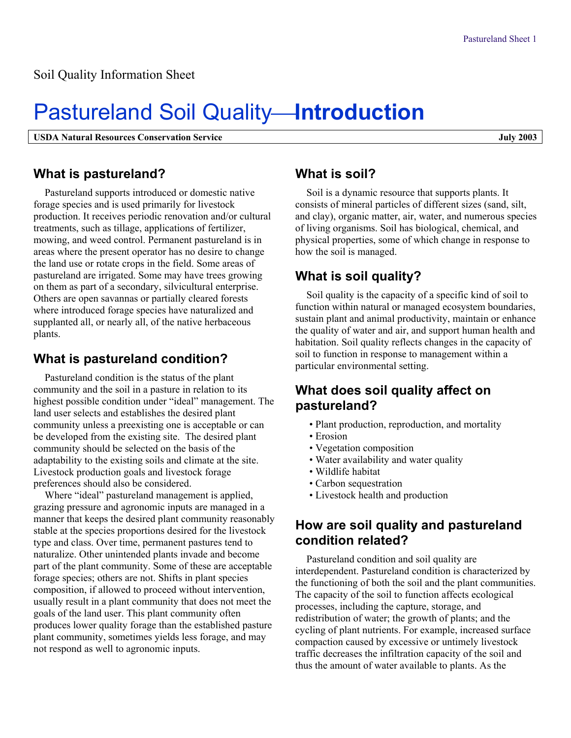Soil Quality Information Sheet

# Pastureland Soil Quality—**Introduction**

**USDA Natural Resources Conservation Service** **July 2003**

## What is pastureland?

Pastureland supports introduced or domestic native forage species and is used primarily for livestock production. It receives periodic renovation and/or cultural treatments, such as tillage, applications of fertilizer, mowing, and weed control. Permanent pastureland is in areas where the present operator has no desire to change the land use or rotate crops in the field. Some areas of pastureland are irrigated. Some may have trees growing on them as part of a secondary, silvicultural enterprise. Others are open savannas or partially cleared forests where introduced forage species have naturalized and supplanted all, or nearly all, of the native herbaceous plants.

## What is pastureland condition?

Pastureland condition is the status of the plant community and the soil in a pasture in relation to its highest possible condition under "ideal" management. The land user selects and establishes the desired plant community unless a preexisting one is acceptable or can be developed from the existing site. The desired plant community should be selected on the basis of the adaptability to the existing soils and climate at the site. Livestock production goals and livestock forage preferences should also be considered.

Where "ideal" pastureland management is applied, grazing pressure and agronomic inputs are managed in a manner that keeps the desired plant community reasonably stable at the species proportions desired for the livestock type and class. Over time, permanent pastures tend to naturalize. Other unintended plants invade and become part of the plant community. Some of these are acceptable forage species; others are not. Shifts in plant species composition, if allowed to proceed without intervention, usually result in a plant community that does not meet the goals of the land user. This plant community often produces lower quality forage than the established pasture plant community, sometimes yields less forage, and may not respond as well to agronomic inputs.

## What is soil?

Soil is a dynamic resource that supports plants. It consists of mineral particles of different sizes (sand, silt, and clay), organic matter, air, water, and numerous species of living organisms. Soil has biological, chemical, and physical properties, some of which change in response to how the soil is managed.

## What is soil quality?

Soil quality is the capacity of a specific kind of soil to function within natural or managed ecosystem boundaries, sustain plant and animal productivity, maintain or enhance the quality of water and air, and support human health and habitation. Soil quality reflects changes in the capacity of soil to function in response to management within a particular environmental setting.

## What does soil quality affect on pastureland?

- Plant production, reproduction, and mortality
- Erosion
- Vegetation composition
- Water availability and water quality
- Wildlife habitat
- Carbon sequestration
- Livestock health and production

## How are soil quality and pastureland condition related?

Pastureland condition and soil quality are interdependent. Pastureland condition is characterized by the functioning of both the soil and the plant communities. The capacity of the soil to function affects ecological processes, including the capture, storage, and redistribution of water; the growth of plants; and the cycling of plant nutrients. For example, increased surface compaction caused by excessive or untimely livestock traffic decreases the infiltration capacity of the soil and thus the amount of water available to plants. As the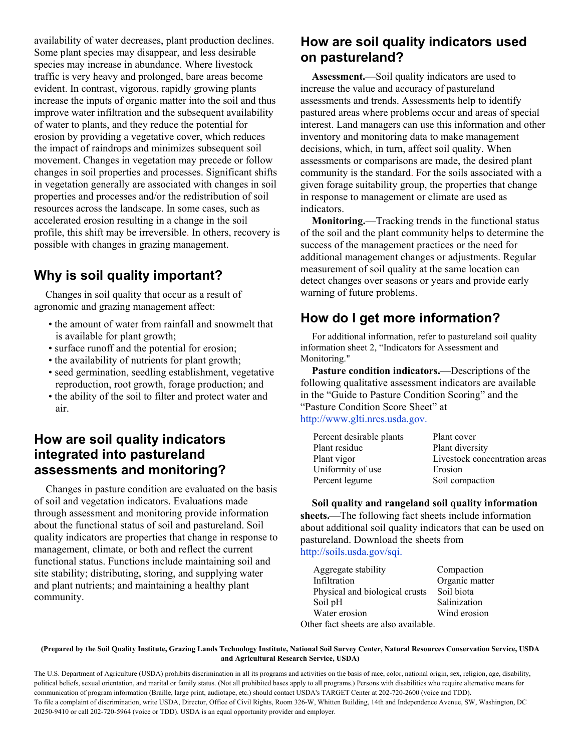availability of water decreases, plant production declines. Some plant species may disappear, and less desirable species may increase in abundance. Where livestock traffic is very heavy and prolonged, bare areas become evident. In contrast, vigorous, rapidly growing plants increase the inputs of organic matter into the soil and thus improve water infiltration and the subsequent availability of water to plants, and they reduce the potential for erosion by providing a vegetative cover, which reduces the impact of raindrops and minimizes subsequent soil movement. Changes in vegetation may precede or follow changes in soil properties and processes. Significant shifts in vegetation generally are associated with changes in soil properties and processes and/or the redistribution of soil resources across the landscape. In some cases, such as accelerated erosion resulting in a change in the soil profile, this shift may be irreversible. In others, recovery is possible with changes in grazing management.

## Why is soil quality important?

Changes in soil quality that occur as a result of agronomic and grazing management affect:

- the amount of water from rainfall and snowmelt that is available for plant growth;
- surface runoff and the potential for erosion;
- the availability of nutrients for plant growth;
- seed germination, seedling establishment, vegetative reproduction, root growth, forage production; and
- the ability of the soil to filter and protect water and air.

## How are soil quality indicators integrated into pastureland assessments and monitoring?

Changes in pasture condition are evaluated on the basis of soil and vegetation indicators. Evaluations made through assessment and monitoring provide information about the functional status of soil and pastureland. Soil quality indicators are properties that change in response to management, climate, or both and reflect the current functional status. Functions include maintaining soil and site stability; distributing, storing, and supplying water and plant nutrients; and maintaining a healthy plant community.

## How are soil quality indicators used on pastureland?

**Assessment.**—Soil quality indicators are used to increase the value and accuracy of pastureland assessments and trends. Assessments help to identify pastured areas where problems occur and areas of special interest. Land managers can use this information and other inventory and monitoring data to make management decisions, which, in turn, affect soil quality. When assessments or comparisons are made, the desired plant community is the standard. For the soils associated with a given forage suitability group, the properties that change in response to management or climate are used as indicators.

**Monitoring.**—Tracking trends in the functional status of the soil and the plant community helps to determine the success of the management practices or the need for additional management changes or adjustments. Regular measurement of soil quality at the same location can detect changes over seasons or years and provide early warning of future problems.

## How do I get more information?

For additional information, refer to pastureland soil quality information sheet 2, "Indicators for Assessment and Monitoring."

**Pasture condition indicators.**—Descriptions of the following qualitative assessment indicators are available in the "Guide to Pasture Condition Scoring" and the "Pasture Condition Score Sheet" at http://www.glti.nrcs.usda.gov.

| | |
|---|---|
| Percent desirable plants | Plant cover |
| Plant residue | Plant diversity |
| Plant vigor | Livestock concentration areas |
| Uniformity of use | Erosion |
| Percent legume | Soil compaction |

**Soil quality and rangeland soil quality information sheets.**—The following fact sheets include information about additional soil quality indicators that can be used on pastureland. Download the sheets from http://soils.usda.gov/sqi.

| | |
|---|---|
| Aggregate stability | Compaction |
| Infiltration | Organic matter |
| Physical and biological crusts | Soil biota |
| Soil pH | Salinization |
| Water erosion | Wind erosion |

Other fact sheets are also available.

**(Prepared by the Soil Quality Institute, Grazing Lands Technology Institute, National Soil Survey Center, Natural Resources Conservation Service, USDA and Agricultural Research Service, USDA)**

The U.S. Department of Agriculture (USDA) prohibits discrimination in all its programs and activities on the basis of race, color, national origin, sex, religion, age, disability, political beliefs, sexual orientation, and marital or family status. (Not all prohibited bases apply to all programs.) Persons with disabilities who require alternative means for communication of program information (Braille, large print, audiotape, etc.) should contact USDA's TARGET Center at 202-720-2600 (voice and TDD).
To file a complaint of discrimination, write USDA, Director, Office of Civil Rights, Room 326-W, Whitten Building, 14th and Independence Avenue, SW, Washington, DC 20250-9410 or call 202-720-5964 (voice or TDD). USDA is an equal opportunity provider and employer.